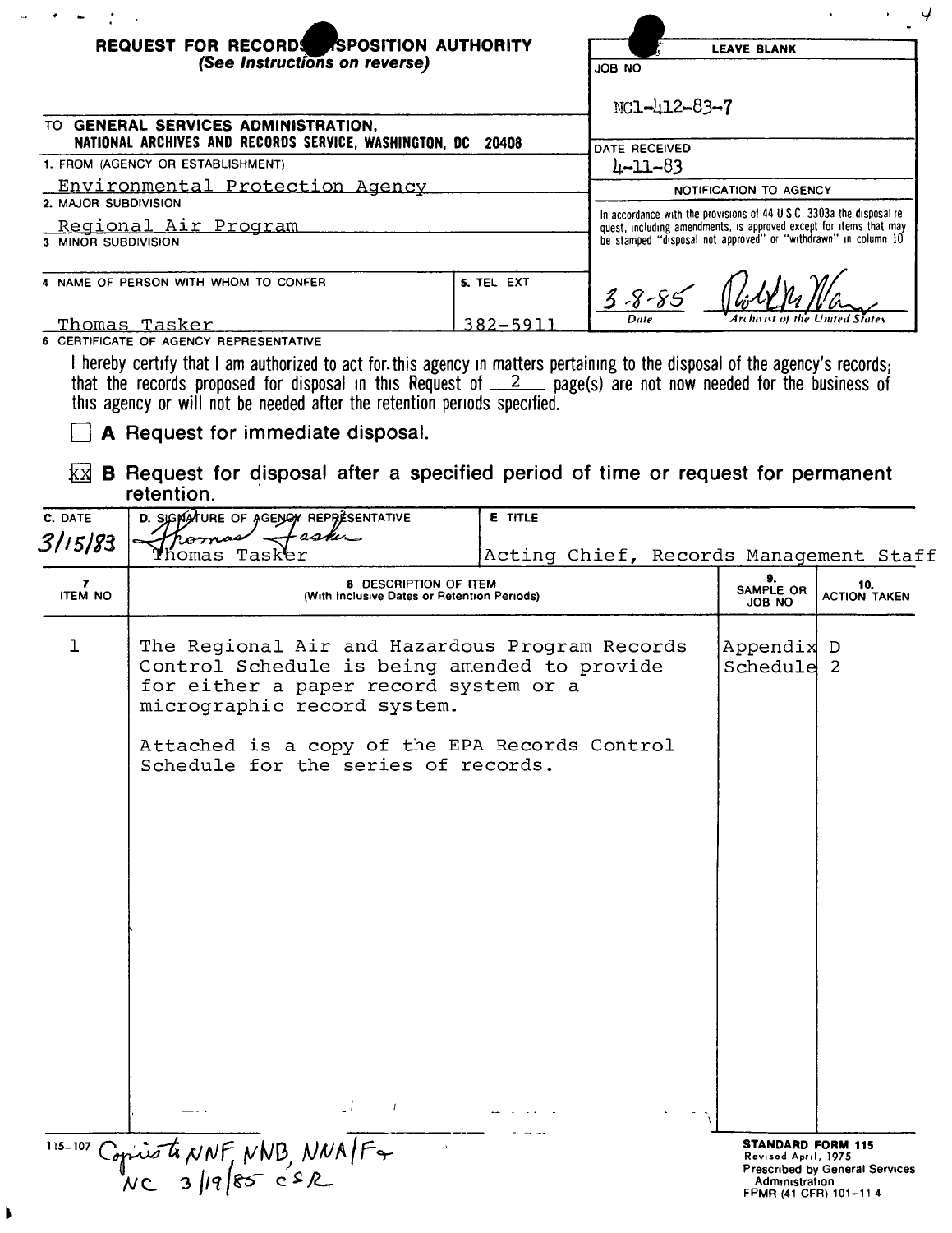**REQUEST FOR RECORDS DISPOSITION AUTHORITY**
*(See Instructions on reverse)*

| LEAVE BLANK |
|---|
| JOB NO: NC1-412-83-7 |
| DATE RECEIVED: 4-11-83 |
| NOTIFICATION TO AGENCY |
| In accordance with the provisions of 44 U S C 3303a the disposal request, including amendments, is approved except for items that may be stamped "disposal not approved" or "withdrawn" in column 10 |
| 3-8-85 (Date) — Archivist of the United States |

TO **GENERAL SERVICES ADMINISTRATION, NATIONAL ARCHIVES AND RECORDS SERVICE, WASHINGTON, DC 20408**

1. FROM (AGENCY OR ESTABLISHMENT)
Environmental Protection Agency

2. MAJOR SUBDIVISION
Regional Air Program

3. MINOR SUBDIVISION

4. NAME OF PERSON WITH WHOM TO CONFER
Thomas Tasker

5. TEL EXT
382-5911

6. CERTIFICATE OF AGENCY REPRESENTATIVE

I hereby certify that I am authorized to act for this agency in matters pertaining to the disposal of the agency's records; that the records proposed for disposal in this Request of 2 page(s) are not now needed for the business of this agency or will not be needed after the retention periods specified.

☐ **A** Request for immediate disposal.

☒ **B** Request for disposal after a specified period of time or request for permanent retention.

| C. DATE | D. SIGNATURE OF AGENCY REPRESENTATIVE | E. TITLE |
|---|---|---|
| 3/15/83 | Thomas Tasker | Acting Chief, Records Management Staff |

| 7. ITEM NO | 8. DESCRIPTION OF ITEM (With Inclusive Dates or Retention Periods) | 9. SAMPLE OR JOB NO | 10. ACTION TAKEN |
|---|---|---|---|
| 1 | The Regional Air and Hazardous Program Records Control Schedule is being amended to provide for either a paper record system or a micrographic record system.<br><br>Attached is a copy of the EPA Records Control Schedule for the series of records. | Appendix D Schedule 2 | |

115-107 Copies to NNF, NNB, NNA/F & NC 3/19/85 csR

**STANDARD FORM 115**
Revised April, 1975
Prescribed by General Services Administration
FPMR (41 CFR) 101-11 4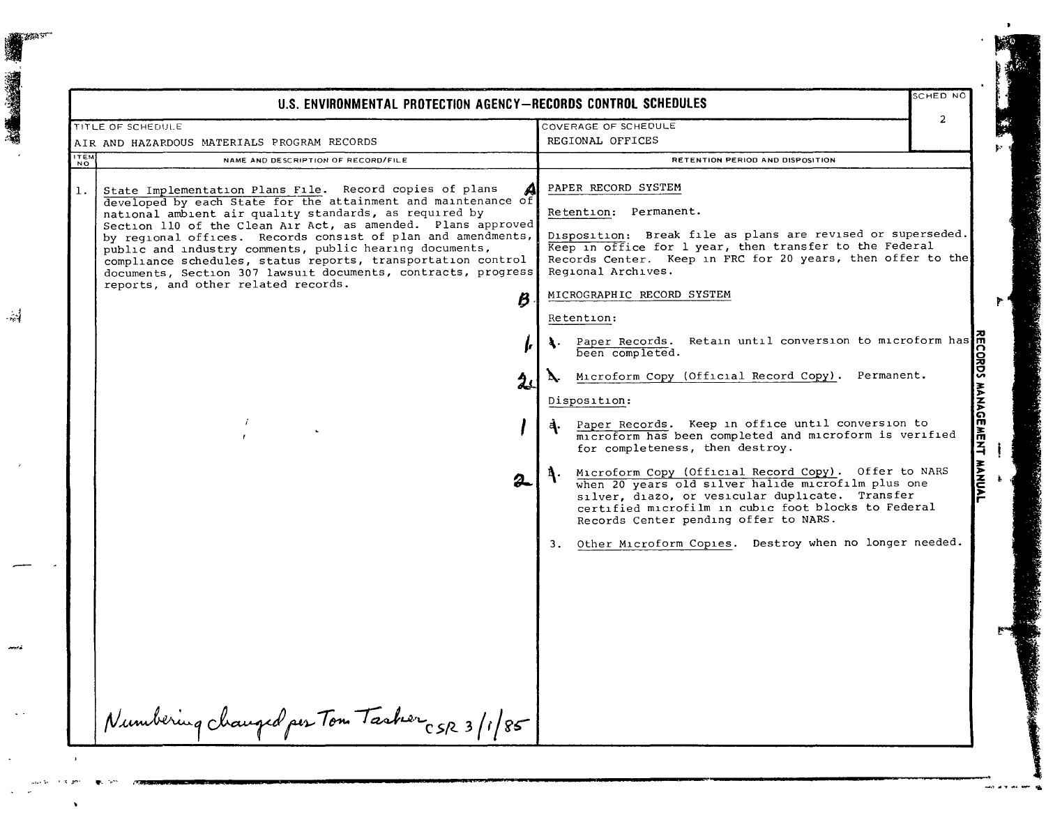# U.S. ENVIRONMENTAL PROTECTION AGENCY—RECORDS CONTROL SCHEDULES

| TITLE OF SCHEDULE | COVERAGE OF SCHEDULE | SCHED NO |
|---|---|---|
| AIR AND HAZARDOUS MATERIALS PROGRAM RECORDS | REGIONAL OFFICES | 2 |

| ITEM NO | NAME AND DESCRIPTION OF RECORD/FILE | RETENTION PERIOD AND DISPOSITION |
|---|---|---|
| 1. | State Implementation Plans File. Record copies of plans developed by each State for the attainment and maintenance of national ambient air quality standards, as required by Section 110 of the Clean Air Act, as amended. Plans approved by regional offices. Records consist of plan and amendments, public and industry comments, public hearing documents, compliance schedules, status reports, transportation control documents, Section 307 lawsuit documents, contracts, progress reports, and other related records. | **A** PAPER RECORD SYSTEM<br><br>Retention: Permanent.<br><br>Disposition: Break file as plans are revised or superseded. Keep in office for 1 year, then transfer to the Federal Records Center. Keep in FRC for 20 years, then offer to the Regional Archives. |
| | | **B** MICROGRAPHIC RECORD SYSTEM<br><br>Retention:<br><br>1. Paper Records. Retain until conversion to microform has been completed.<br><br>2. Microform Copy (Official Record Copy). Permanent.<br><br>Disposition:<br><br>1. Paper Records. Keep in office until conversion to microform has been completed and microform is verified for completeness, then destroy.<br><br>2. Microform Copy (Official Record Copy). Offer to NARS when 20 years old silver halide microfilm plus one silver, diazo, or vesicular duplicate. Transfer certified microfilm in cubic foot blocks to Federal Records Center pending offer to NARS.<br><br>3. Other Microform Copies. Destroy when no longer needed. |
| | Numbering changed per Tom Tasker CSR 3/1/85 | |

RECORDS MANAGEMENT MANUAL